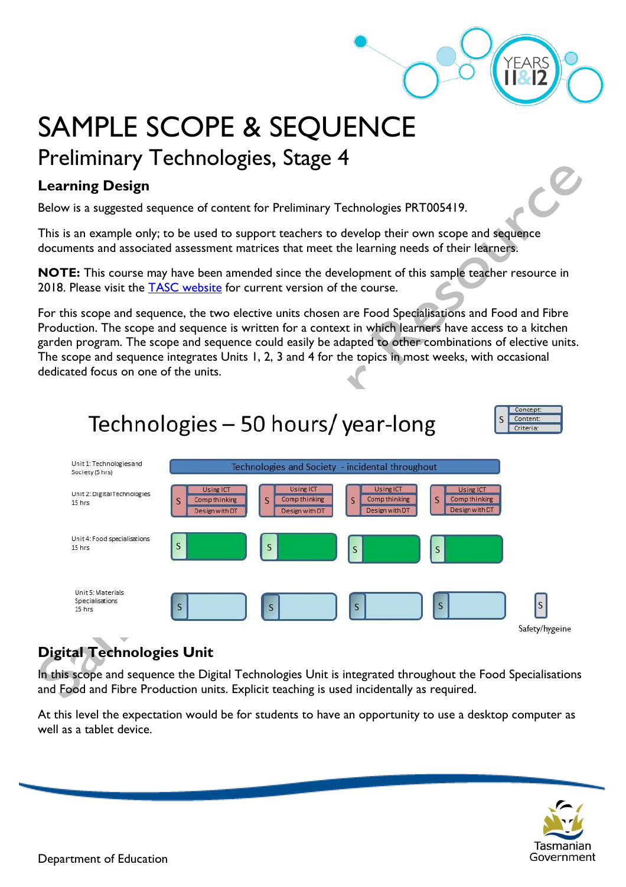# SAMPLE SCOPE & SEQUENCE

## Preliminary Technologies, Stage 4

### Learning Design

Below is a suggested sequence of content for Preliminary Technologies PRT005419.

This is an example only; to be used to support teachers to develop their own scope and sequence documents and associated assessment matrices that meet the learning needs of their learners.

**NOTE:** This course may have been amended since the development of this sample teacher resource in 2018. Please visit the TASC website for current version of the course.

For this scope and sequence, the two elective units chosen are Food Specialisations and Food and Fibre Production. The scope and sequence is written for a context in which learners have access to a kitchen garden program. The scope and sequence could easily be adapted to other combinations of elective units. The scope and sequence integrates Units 1, 2, 3 and 4 for the topics in most weeks, with occasional dedicated focus on one of the units.

## Technologies – 50 hours/ year-long

Key: S | Concept: | Content: | Criteria:

| Unit | | | | | |
|---|---|---|---|---|---|
| Unit 1: Technologies and Society (5 hrs) | Technologies and Society - incidental throughout | | | | |
| Unit 2: Digital Technologies 15 hrs | S Using ICT / Comp thinking / Design with DT | S Using ICT / Comp thinking / Design with DT | S Using ICT / Comp thinking / Design with DT | S Using ICT / Comp thinking / Design with DT | |
| Unit 4: Food specialisations 15 hrs | S | S | S | S | |
| Unit 5: Materials Specialisations 15 hrs | S | S | S | S | S Safety/hygeine |

### Digital Technologies Unit

In this scope and sequence the Digital Technologies Unit is integrated throughout the Food Specialisations and Food and Fibre Production units. Explicit teaching is used incidentally as required.

At this level the expectation would be for students to have an opportunity to use a desktop computer as well as a tablet device.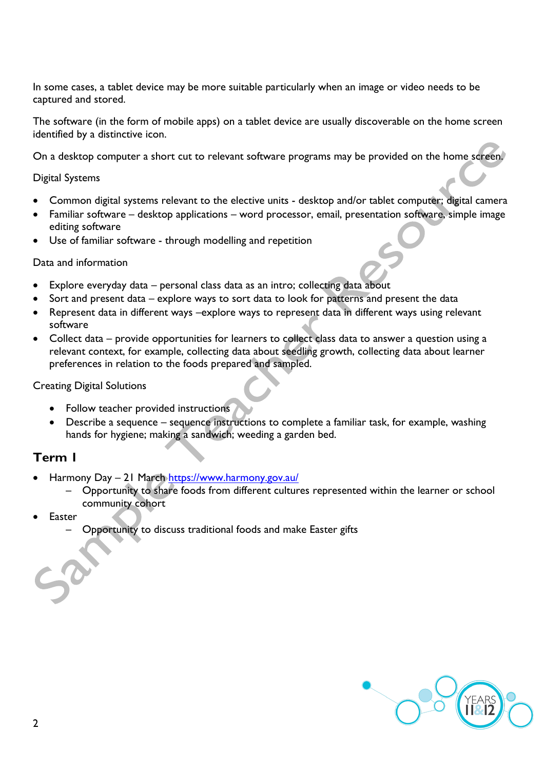In some cases, a tablet device may be more suitable particularly when an image or video needs to be captured and stored.

The software (in the form of mobile apps) on a tablet device are usually discoverable on the home screen identified by a distinctive icon.

On a desktop computer a short cut to relevant software programs may be provided on the home screen.

Digital Systems

- Common digital systems relevant to the elective units - desktop and/or tablet computer; digital camera
- Familiar software – desktop applications – word processor, email, presentation software, simple image editing software
- Use of familiar software - through modelling and repetition

Data and information

- Explore everyday data – personal class data as an intro; collecting data about
- Sort and present data – explore ways to sort data to look for patterns and present the data
- Represent data in different ways –explore ways to represent data in different ways using relevant software
- Collect data – provide opportunities for learners to collect class data to answer a question using a relevant context, for example, collecting data about seedling growth, collecting data about learner preferences in relation to the foods prepared and sampled.

Creating Digital Solutions

- Follow teacher provided instructions
- Describe a sequence – sequence instructions to complete a familiar task, for example, washing hands for hygiene; making a sandwich; weeding a garden bed.

## Term 1

- Harmony Day – 21 March https://www.harmony.gov.au/
  - Opportunity to share foods from different cultures represented within the learner or school community cohort
- Easter
  - Opportunity to discuss traditional foods and make Easter gifts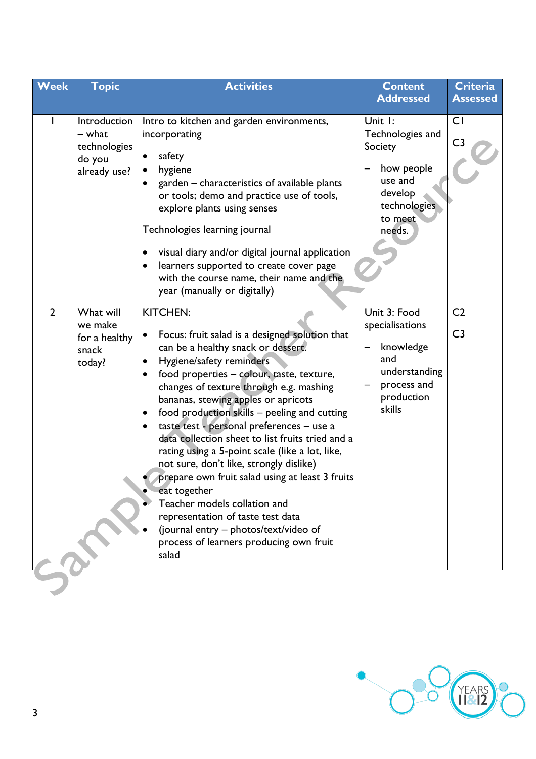| Week | Topic | Activities | Content Addressed | Criteria Assessed |
|---|---|---|---|---|
| 1 | Introduction – what technologies do you already use? | Intro to kitchen and garden environments, incorporating<br>• safety<br>• hygiene<br>• garden – characteristics of available plants or tools; demo and practice use of tools, explore plants using senses<br>Technologies learning journal<br>• visual diary and/or digital journal application<br>• learners supported to create cover page with the course name, their name and the year (manually or digitally) | Unit 1: Technologies and Society<br>– how people use and develop technologies to meet needs. | C1<br>C3 |
| 2 | What will we make for a healthy snack today? | KITCHEN:<br>• Focus: fruit salad is a designed solution that can be a healthy snack or dessert.<br>• Hygiene/safety reminders<br>• food properties – colour, taste, texture, changes of texture through e.g. mashing bananas, stewing apples or apricots<br>• food production skills – peeling and cutting<br>• taste test - personal preferences – use a data collection sheet to list fruits tried and a rating using a 5-point scale (like a lot, like, not sure, don't like, strongly dislike)<br>• prepare own fruit salad using at least 3 fruits<br>• eat together<br>• Teacher models collation and representation of taste test data<br>• (journal entry – photos/text/video of process of learners producing own fruit salad | Unit 3: Food specialisations<br>– knowledge and understanding<br>– process and production skills | C2<br>C3 |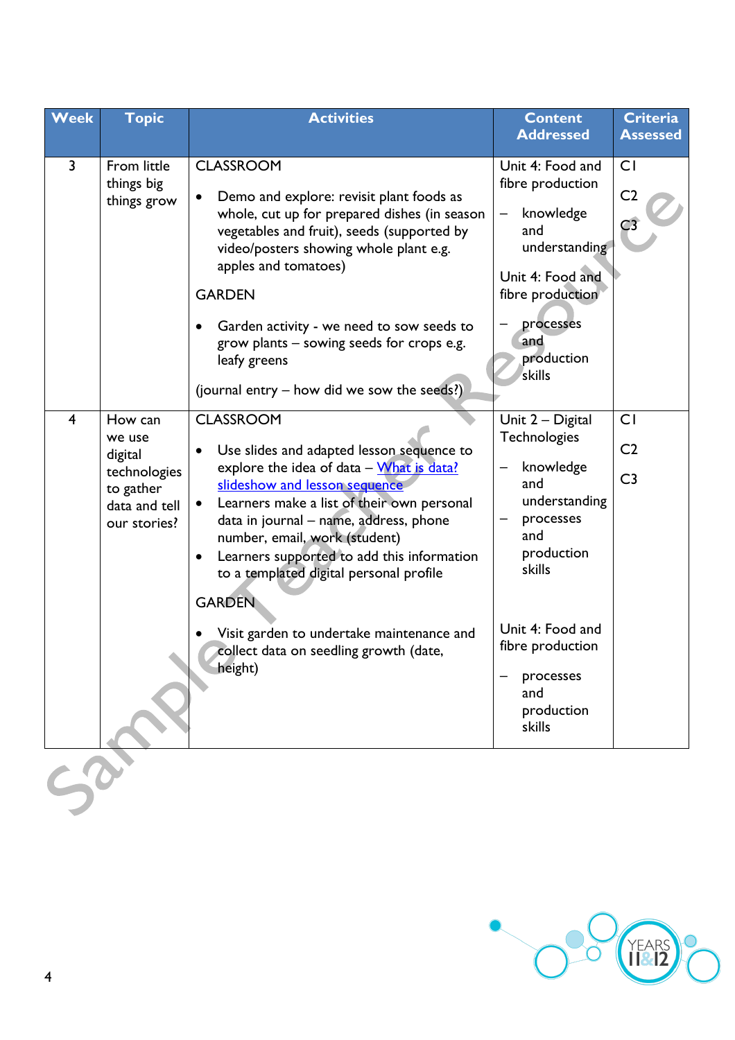| Week | Topic | Activities | Content Addressed | Criteria Assessed |
|---|---|---|---|---|
| 3 | From little things big things grow | CLASSROOM<br>• Demo and explore: revisit plant foods as whole, cut up for prepared dishes (in season vegetables and fruit), seeds (supported by video/posters showing whole plant e.g. apples and tomatoes)<br>GARDEN<br>• Garden activity - we need to sow seeds to grow plants – sowing seeds for crops e.g. leafy greens<br>(journal entry – how did we sow the seeds?) | Unit 4: Food and fibre production<br>– knowledge and understanding<br>Unit 4: Food and fibre production<br>– processes and production skills | C1<br>C2<br>C3 |
| 4 | How can we use digital technologies to gather data and tell our stories? | CLASSROOM<br>• Use slides and adapted lesson sequence to explore the idea of data – [What is data? slideshow and lesson sequence]()<br>• Learners make a list of their own personal data in journal – name, address, phone number, email, work (student)<br>• Learners supported to add this information to a templated digital personal profile<br>GARDEN<br>• Visit garden to undertake maintenance and collect data on seedling growth (date, height) | Unit 2 – Digital Technologies<br>– knowledge and understanding<br>– processes and production skills<br>Unit 4: Food and fibre production<br>– processes and production skills | C1<br>C2<br>C3 |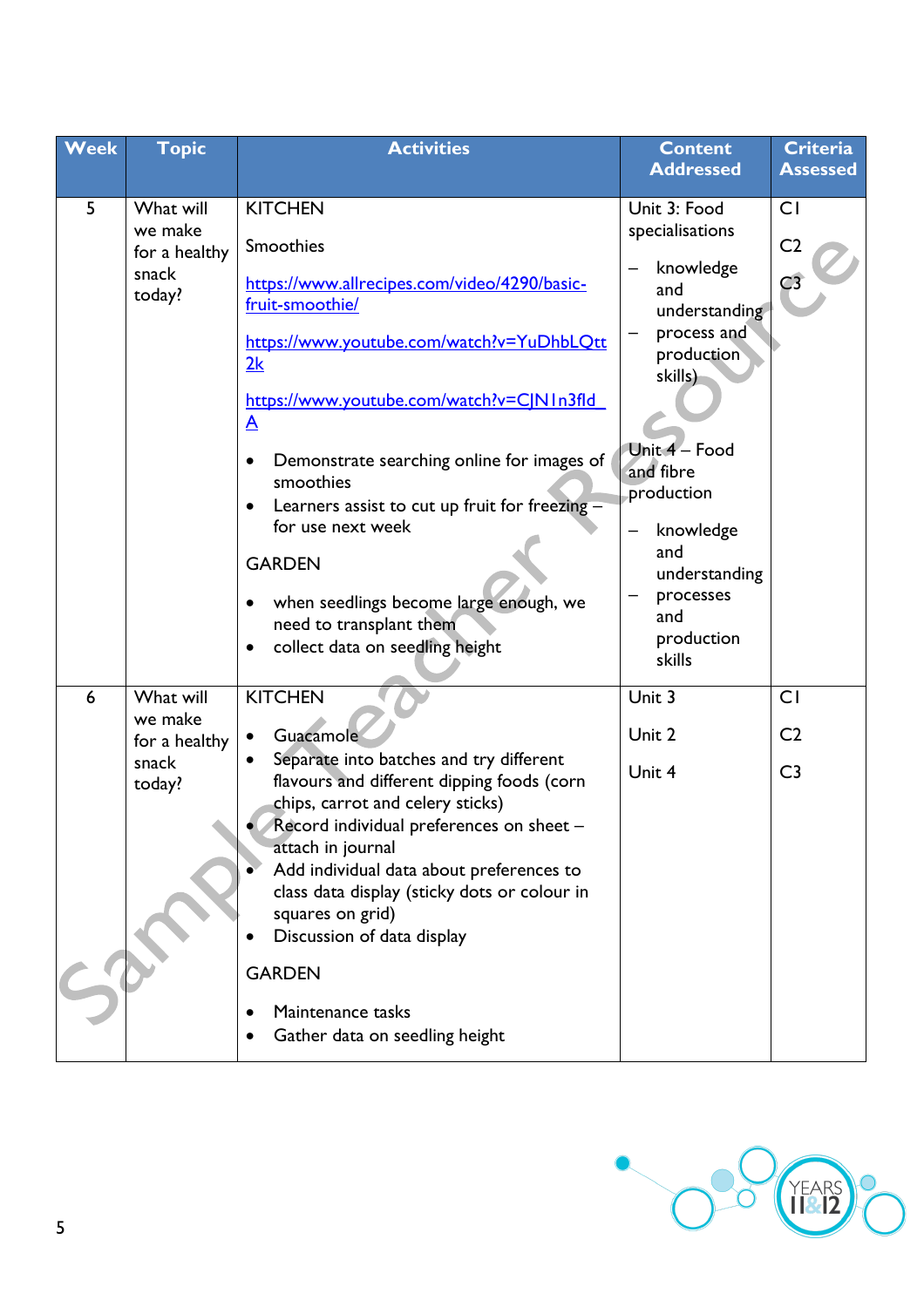| Week | Topic | Activities | Content Addressed | Criteria Assessed |
|---|---|---|---|---|
| 5 | What will we make for a healthy snack today? | KITCHEN<br><br>Smoothies<br><br>https://www.allrecipes.com/video/4290/basic-fruit-smoothie/<br><br>https://www.youtube.com/watch?v=YuDhbLQtt2k<br><br>https://www.youtube.com/watch?v=CJN1n3fld_A<br><br>• Demonstrate searching online for images of smoothies<br>• Learners assist to cut up fruit for freezing – for use next week<br><br>GARDEN<br><br>• when seedlings become large enough, we need to transplant them<br>• collect data on seedling height | Unit 3: Food specialisations<br>– knowledge and understanding<br>– process and production skills)<br><br>Unit 4 – Food and fibre production<br>– knowledge and understanding<br>– processes and production skills | C1<br><br>C2<br><br>C3 |
| 6 | What will we make for a healthy snack today? | KITCHEN<br><br>• Guacamole<br>• Separate into batches and try different flavours and different dipping foods (corn chips, carrot and celery sticks)<br>• Record individual preferences on sheet – attach in journal<br>• Add individual data about preferences to class data display (sticky dots or colour in squares on grid)<br>• Discussion of data display<br><br>GARDEN<br><br>• Maintenance tasks<br>• Gather data on seedling height | Unit 3<br><br>Unit 2<br><br>Unit 4 | C1<br><br>C2<br><br>C3 |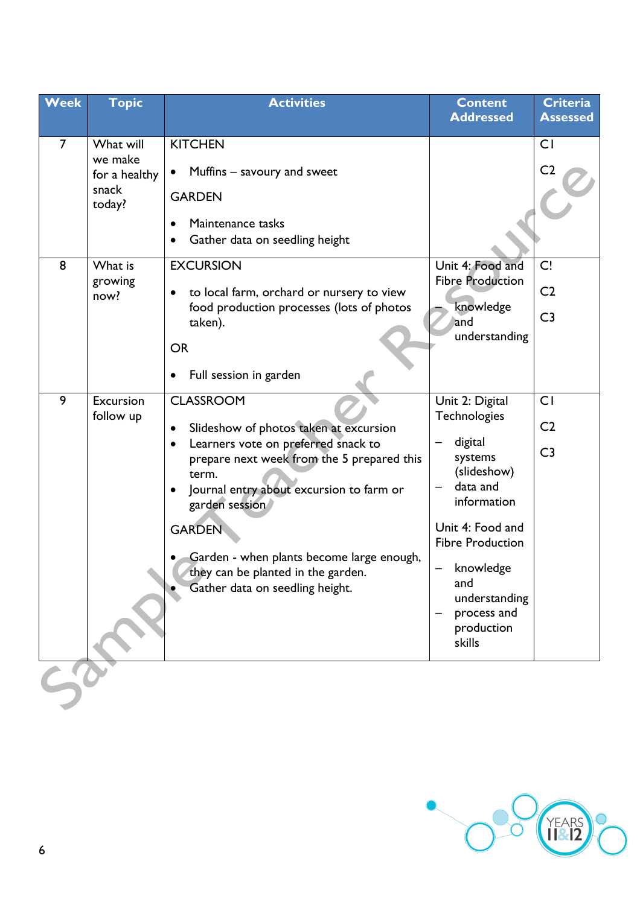| Week | Topic | Activities | Content Addressed | Criteria Assessed |
|---|---|---|---|---|
| 7 | What will we make for a healthy snack today? | KITCHEN<br>• Muffins – savoury and sweet<br>GARDEN<br>• Maintenance tasks<br>• Gather data on seedling height | | C1<br>C2 |
| 8 | What is growing now? | EXCURSION<br>• to local farm, orchard or nursery to view food production processes (lots of photos taken).<br>OR<br>• Full session in garden | Unit 4: Food and Fibre Production<br>– knowledge and understanding | C!<br>C2<br>C3 |
| 9 | Excursion follow up | CLASSROOM<br>• Slideshow of photos taken at excursion<br>• Learners vote on preferred snack to prepare next week from the 5 prepared this term.<br>• Journal entry about excursion to farm or garden session<br>GARDEN<br>• Garden - when plants become large enough, they can be planted in the garden.<br>• Gather data on seedling height. | Unit 2: Digital Technologies<br>– digital systems (slideshow)<br>– data and information<br>Unit 4: Food and Fibre Production<br>– knowledge and understanding<br>– process and production skills | C1<br>C2<br>C3 |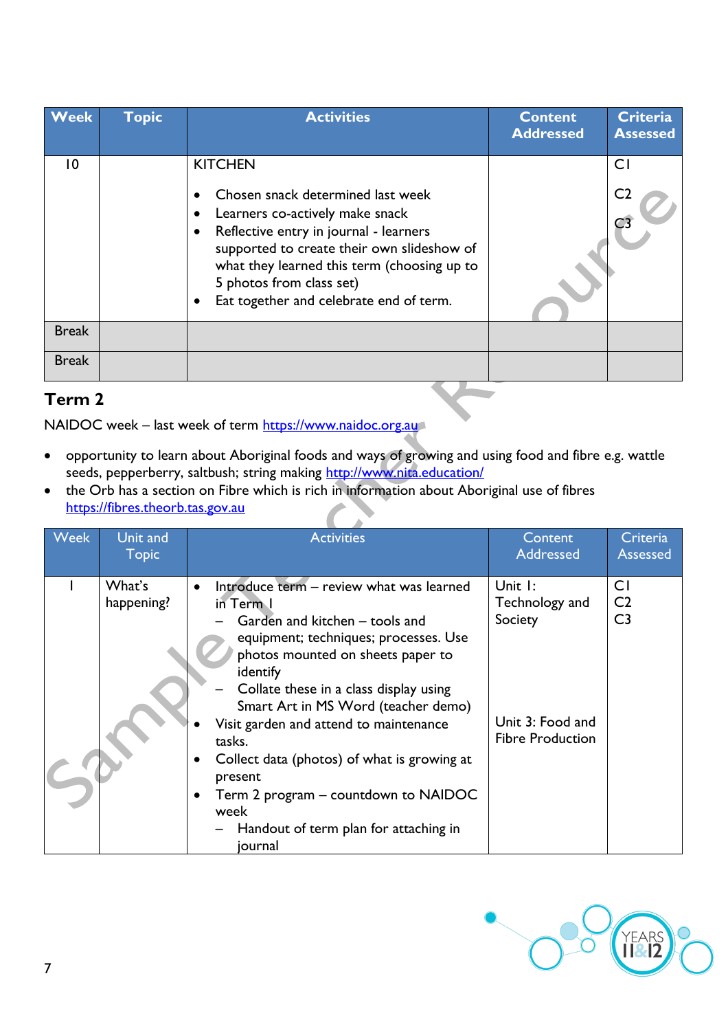| Week | Topic | Activities | Content Addressed | Criteria Assessed |
|---|---|---|---|---|
| 10 | | KITCHEN<br>• Chosen snack determined last week<br>• Learners co-actively make snack<br>• Reflective entry in journal - learners supported to create their own slideshow of what they learned this term (choosing up to 5 photos from class set)<br>• Eat together and celebrate end of term. | | C1<br>C2<br>C3 |
| Break | | | | |
| Break | | | | |

## Term 2

NAIDOC week – last week of term https://www.naidoc.org.au

- opportunity to learn about Aboriginal foods and ways of growing and using food and fibre e.g. wattle seeds, pepperberry, saltbush; string making http://www.nita.education/
- the Orb has a section on Fibre which is rich in information about Aboriginal use of fibres https://fibres.theorb.tas.gov.au

| Week | Unit and Topic | Activities | Content Addressed | Criteria Assessed |
|---|---|---|---|---|
| 1 | What's happening? | • Introduce term – review what was learned in Term 1<br>– Garden and kitchen – tools and equipment; techniques; processes. Use photos mounted on sheets paper to identify<br>– Collate these in a class display using Smart Art in MS Word (teacher demo)<br>• Visit garden and attend to maintenance tasks.<br>• Collect data (photos) of what is growing at present<br>• Term 2 program – countdown to NAIDOC week<br>– Handout of term plan for attaching in journal | Unit 1: Technology and Society<br><br>Unit 3: Food and Fibre Production | C1<br>C2<br>C3 |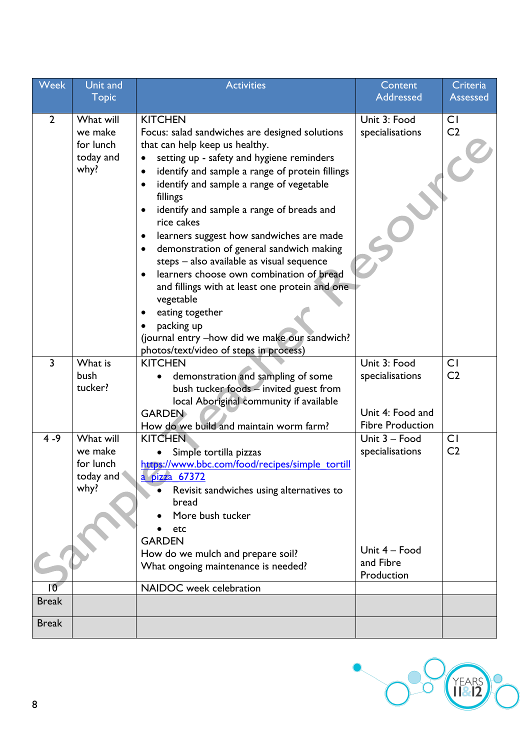| Week | Unit and Topic | Activities | Content Addressed | Criteria Assessed |
|---|---|---|---|---|
| 2 | What will we make for lunch today and why? | KITCHEN<br>Focus: salad sandwiches are designed solutions that can help keep us healthy.<br>• setting up - safety and hygiene reminders<br>• identify and sample a range of protein fillings<br>• identify and sample a range of vegetable fillings<br>• identify and sample a range of breads and rice cakes<br>• learners suggest how sandwiches are made<br>• demonstration of general sandwich making steps – also available as visual sequence<br>• learners choose own combination of bread and fillings with at least one protein and one vegetable<br>• eating together<br>• packing up<br>(journal entry –how did we make our sandwich? photos/text/video of steps in process) | Unit 3: Food specialisations | C1<br>C2 |
| 3 | What is bush tucker? | KITCHEN<br>• demonstration and sampling of some bush tucker foods – invited guest from local Aboriginal community if available<br>GARDEN<br>How do we build and maintain worm farm? | Unit 3: Food specialisations<br><br>Unit 4: Food and Fibre Production | C1<br>C2 |
| 4 -9 | What will we make for lunch today and why? | KITCHEN<br>• Simple tortilla pizzas<br>https://www.bbc.com/food/recipes/simple_tortilla_pizza_67372<br>• Revisit sandwiches using alternatives to bread<br>• More bush tucker<br>• etc<br>GARDEN<br>How do we mulch and prepare soil?<br>What ongoing maintenance is needed? | Unit 3 – Food specialisations<br><br>Unit 4 – Food and Fibre Production | C1<br>C2 |
| 10 | | NAIDOC week celebration | | |
| Break | | | | |
| Break | | | | |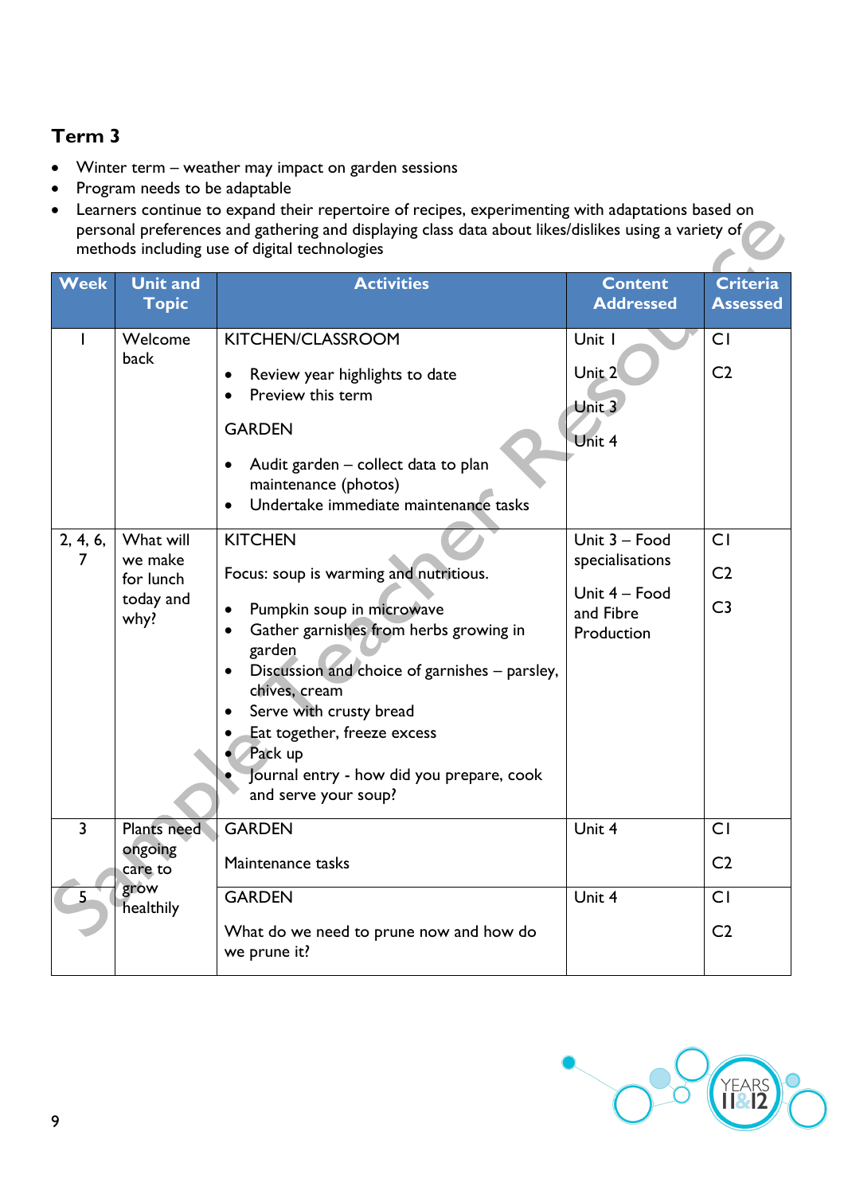## Term 3

- Winter term – weather may impact on garden sessions
- Program needs to be adaptable
- Learners continue to expand their repertoire of recipes, experimenting with adaptations based on personal preferences and gathering and displaying class data about likes/dislikes using a variety of methods including use of digital technologies

| Week | Unit and Topic | Activities | Content Addressed | Criteria Assessed |
|---|---|---|---|---|
| 1 | Welcome back | KITCHEN/CLASSROOM<br>• Review year highlights to date<br>• Preview this term<br>GARDEN<br>• Audit garden – collect data to plan maintenance (photos)<br>• Undertake immediate maintenance tasks | Unit 1<br>Unit 2<br>Unit 3<br>Unit 4 | C1<br>C2 |
| 2, 4, 6, 7 | What will we make for lunch today and why? | KITCHEN<br>Focus: soup is warming and nutritious.<br>• Pumpkin soup in microwave<br>• Gather garnishes from herbs growing in garden<br>• Discussion and choice of garnishes – parsley, chives, cream<br>• Serve with crusty bread<br>• Eat together, freeze excess<br>• Pack up<br>• Journal entry - how did you prepare, cook and serve your soup? | Unit 3 – Food specialisations<br>Unit 4 – Food and Fibre Production | C1<br>C2<br>C3 |
| 3 | Plants need ongoing care to grow healthily | GARDEN<br>Maintenance tasks | Unit 4 | C1<br>C2 |
| 5 | | GARDEN<br>What do we need to prune now and how do we prune it? | Unit 4 | C1<br>C2 |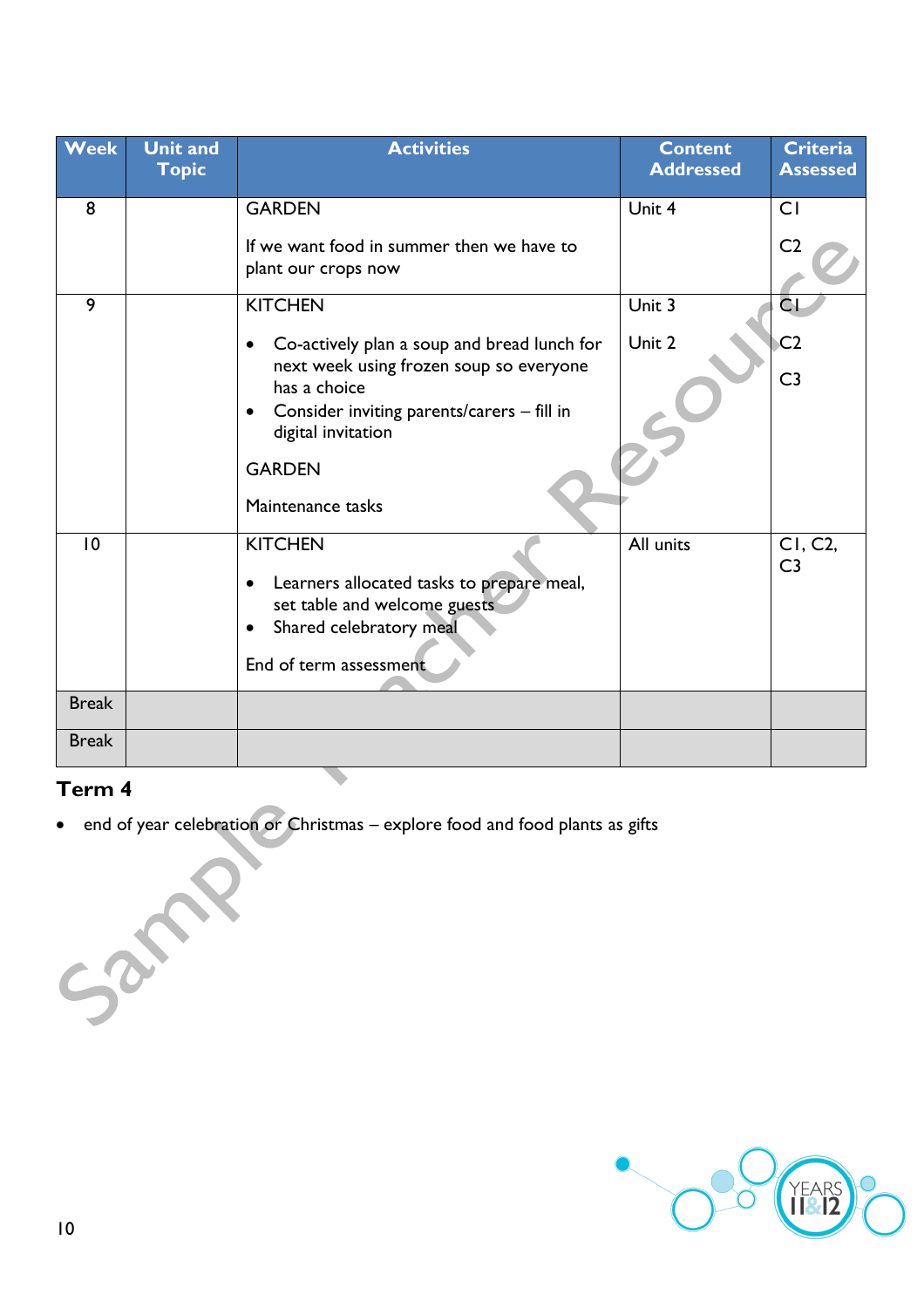| Week | Unit and Topic | Activities | Content Addressed | Criteria Assessed |
| --- | --- | --- | --- | --- |
| 8 | | GARDEN<br><br>If we want food in summer then we have to plant our crops now | Unit 4 | C1<br><br>C2 |
| 9 | | KITCHEN<br><br>• Co-actively plan a soup and bread lunch for next week using frozen soup so everyone has a choice<br>• Consider inviting parents/carers – fill in digital invitation<br><br>GARDEN<br><br>Maintenance tasks | Unit 3<br><br>Unit 2 | C1<br><br>C2<br><br>C3 |
| 10 | | KITCHEN<br><br>• Learners allocated tasks to prepare meal, set table and welcome guests<br>• Shared celebratory meal<br><br>End of term assessment | All units | C1, C2, C3 |
| Break | | | | |
| Break | | | | |

### Term 4

- end of year celebration or Christmas – explore food and food plants as gifts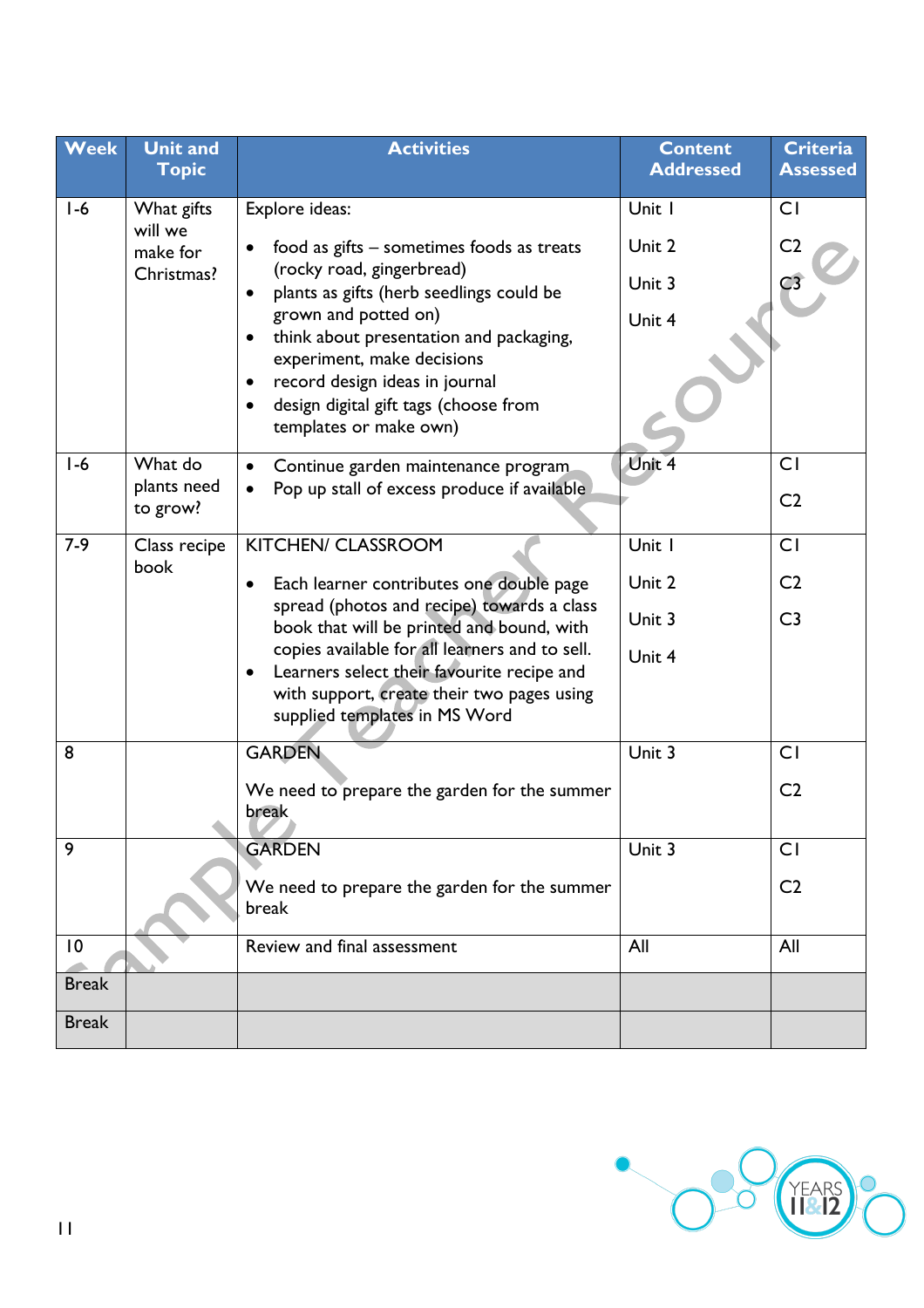| Week | Unit and Topic | Activities | Content Addressed | Criteria Assessed |
|---|---|---|---|---|
| 1-6 | What gifts will we make for Christmas? | Explore ideas:<br>• food as gifts – sometimes foods as treats (rocky road, gingerbread)<br>• plants as gifts (herb seedlings could be grown and potted on)<br>• think about presentation and packaging, experiment, make decisions<br>• record design ideas in journal<br>• design digital gift tags (choose from templates or make own) | Unit 1<br>Unit 2<br>Unit 3<br>Unit 4 | C1<br>C2<br>C3 |
| 1-6 | What do plants need to grow? | • Continue garden maintenance program<br>• Pop up stall of excess produce if available | Unit 4 | C1<br>C2 |
| 7-9 | Class recipe book | KITCHEN/ CLASSROOM<br>• Each learner contributes one double page spread (photos and recipe) towards a class book that will be printed and bound, with copies available for all learners and to sell.<br>• Learners select their favourite recipe and with support, create their two pages using supplied templates in MS Word | Unit 1<br>Unit 2<br>Unit 3<br>Unit 4 | C1<br>C2<br>C3 |
| 8 | | GARDEN<br>We need to prepare the garden for the summer break | Unit 3 | C1<br>C2 |
| 9 | | GARDEN<br>We need to prepare the garden for the summer break | Unit 3 | C1<br>C2 |
| 10 | | Review and final assessment | All | All |
| Break | | | | |
| Break | | | | |